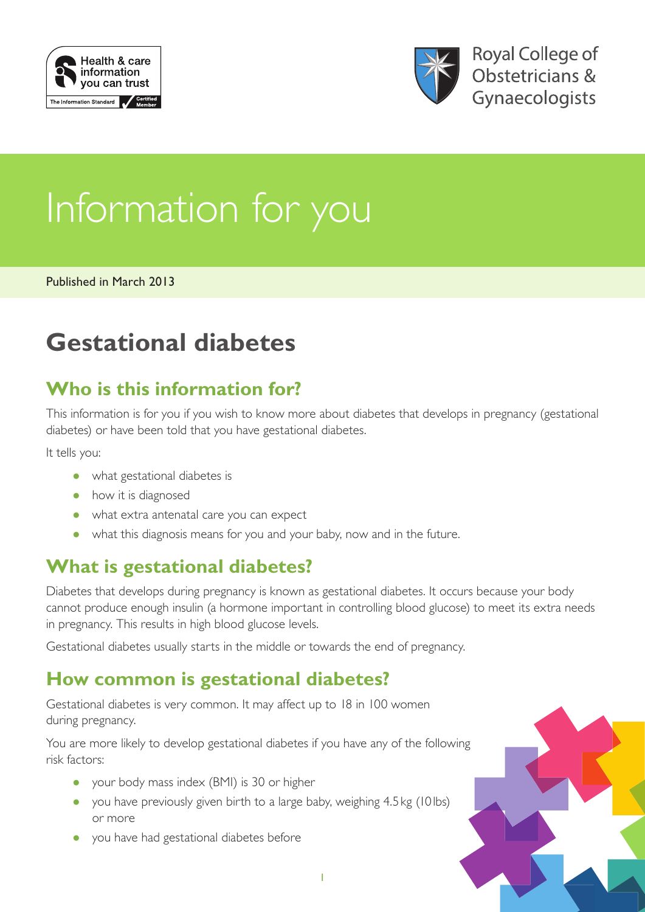Health & care information you can trust

The Information Standard Certified Member

Royal College of Obstetricians & Gynaecologists

# Information for you

Published in March 2013

# Gestational diabetes

## Who is this information for?

This information is for you if you wish to know more about diabetes that develops in pregnancy (gestational diabetes) or have been told that you have gestational diabetes.

It tells you:

- what gestational diabetes is
- how it is diagnosed
- what extra antenatal care you can expect
- what this diagnosis means for you and your baby, now and in the future.

## What is gestational diabetes?

Diabetes that develops during pregnancy is known as gestational diabetes. It occurs because your body cannot produce enough insulin (a hormone important in controlling blood glucose) to meet its extra needs in pregnancy. This results in high blood glucose levels.

Gestational diabetes usually starts in the middle or towards the end of pregnancy.

## How common is gestational diabetes?

Gestational diabetes is very common. It may affect up to 18 in 100 women during pregnancy.

You are more likely to develop gestational diabetes if you have any of the following risk factors:

- your body mass index (BMI) is 30 or higher
- you have previously given birth to a large baby, weighing 4.5 kg (10 lbs) or more
- you have had gestational diabetes before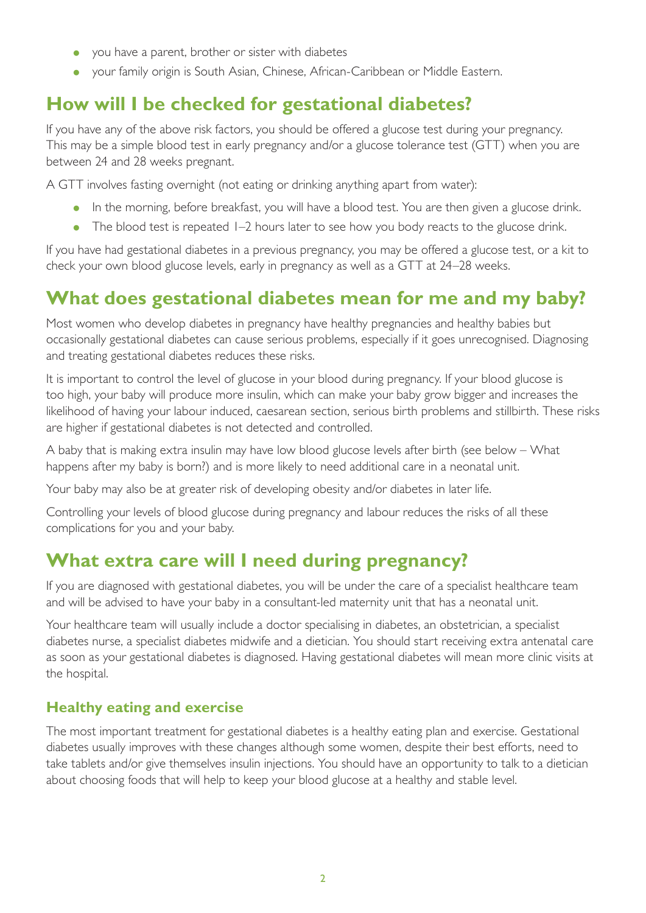- you have a parent, brother or sister with diabetes
- your family origin is South Asian, Chinese, African-Caribbean or Middle Eastern.

## How will I be checked for gestational diabetes?

If you have any of the above risk factors, you should be offered a glucose test during your pregnancy. This may be a simple blood test in early pregnancy and/or a glucose tolerance test (GTT) when you are between 24 and 28 weeks pregnant.

A GTT involves fasting overnight (not eating or drinking anything apart from water):

- In the morning, before breakfast, you will have a blood test. You are then given a glucose drink.
- The blood test is repeated 1–2 hours later to see how you body reacts to the glucose drink.

If you have had gestational diabetes in a previous pregnancy, you may be offered a glucose test, or a kit to check your own blood glucose levels, early in pregnancy as well as a GTT at 24–28 weeks.

## What does gestational diabetes mean for me and my baby?

Most women who develop diabetes in pregnancy have healthy pregnancies and healthy babies but occasionally gestational diabetes can cause serious problems, especially if it goes unrecognised. Diagnosing and treating gestational diabetes reduces these risks.

It is important to control the level of glucose in your blood during pregnancy. If your blood glucose is too high, your baby will produce more insulin, which can make your baby grow bigger and increases the likelihood of having your labour induced, caesarean section, serious birth problems and stillbirth. These risks are higher if gestational diabetes is not detected and controlled.

A baby that is making extra insulin may have low blood glucose levels after birth (see below – What happens after my baby is born?) and is more likely to need additional care in a neonatal unit.

Your baby may also be at greater risk of developing obesity and/or diabetes in later life.

Controlling your levels of blood glucose during pregnancy and labour reduces the risks of all these complications for you and your baby.

## What extra care will I need during pregnancy?

If you are diagnosed with gestational diabetes, you will be under the care of a specialist healthcare team and will be advised to have your baby in a consultant-led maternity unit that has a neonatal unit.

Your healthcare team will usually include a doctor specialising in diabetes, an obstetrician, a specialist diabetes nurse, a specialist diabetes midwife and a dietician. You should start receiving extra antenatal care as soon as your gestational diabetes is diagnosed. Having gestational diabetes will mean more clinic visits at the hospital.

### Healthy eating and exercise

The most important treatment for gestational diabetes is a healthy eating plan and exercise. Gestational diabetes usually improves with these changes although some women, despite their best efforts, need to take tablets and/or give themselves insulin injections. You should have an opportunity to talk to a dietician about choosing foods that will help to keep your blood glucose at a healthy and stable level.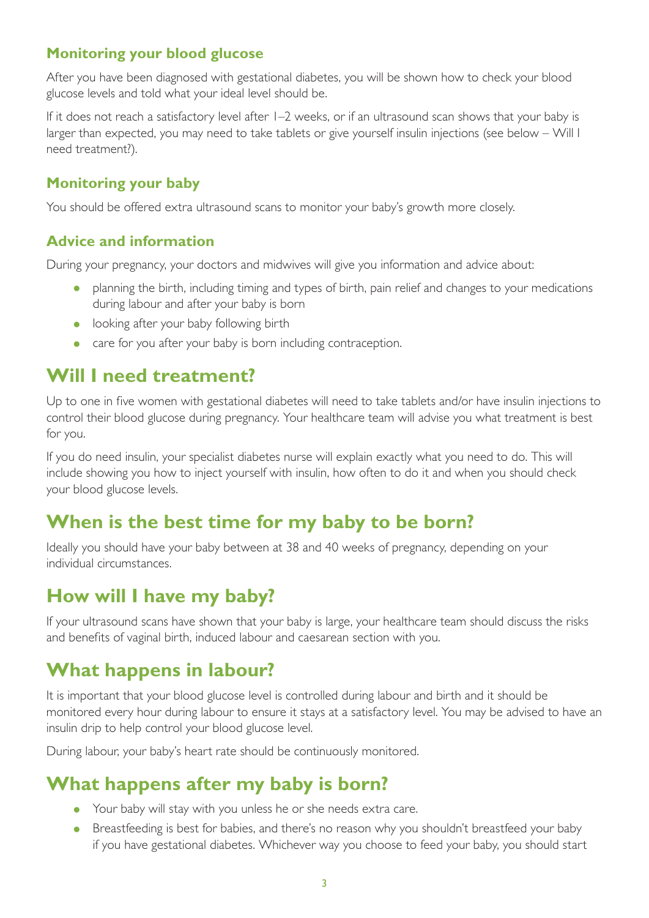### Monitoring your blood glucose

After you have been diagnosed with gestational diabetes, you will be shown how to check your blood glucose levels and told what your ideal level should be.

If it does not reach a satisfactory level after 1–2 weeks, or if an ultrasound scan shows that your baby is larger than expected, you may need to take tablets or give yourself insulin injections (see below – Will I need treatment?).

### Monitoring your baby

You should be offered extra ultrasound scans to monitor your baby's growth more closely.

### Advice and information

During your pregnancy, your doctors and midwives will give you information and advice about:

- planning the birth, including timing and types of birth, pain relief and changes to your medications during labour and after your baby is born
- looking after your baby following birth
- care for you after your baby is born including contraception.

## Will I need treatment?

Up to one in five women with gestational diabetes will need to take tablets and/or have insulin injections to control their blood glucose during pregnancy. Your healthcare team will advise you what treatment is best for you.

If you do need insulin, your specialist diabetes nurse will explain exactly what you need to do. This will include showing you how to inject yourself with insulin, how often to do it and when you should check your blood glucose levels.

## When is the best time for my baby to be born?

Ideally you should have your baby between at 38 and 40 weeks of pregnancy, depending on your individual circumstances.

## How will I have my baby?

If your ultrasound scans have shown that your baby is large, your healthcare team should discuss the risks and benefits of vaginal birth, induced labour and caesarean section with you.

## What happens in labour?

It is important that your blood glucose level is controlled during labour and birth and it should be monitored every hour during labour to ensure it stays at a satisfactory level. You may be advised to have an insulin drip to help control your blood glucose level.

During labour, your baby's heart rate should be continuously monitored.

## What happens after my baby is born?

- Your baby will stay with you unless he or she needs extra care.
- Breastfeeding is best for babies, and there's no reason why you shouldn't breastfeed your baby if you have gestational diabetes. Whichever way you choose to feed your baby, you should start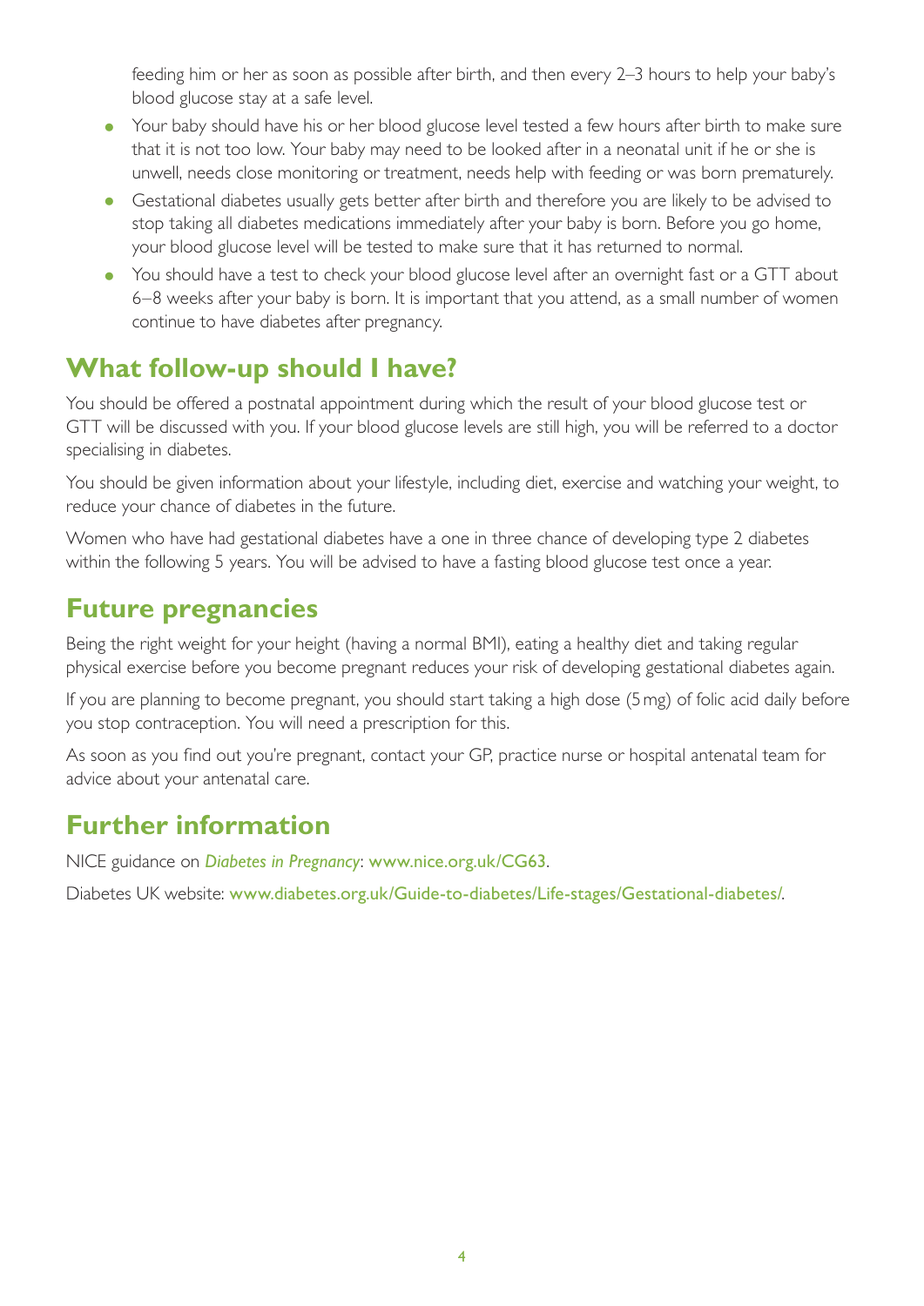feeding him or her as soon as possible after birth, and then every 2–3 hours to help your baby's blood glucose stay at a safe level.

- Your baby should have his or her blood glucose level tested a few hours after birth to make sure that it is not too low. Your baby may need to be looked after in a neonatal unit if he or she is unwell, needs close monitoring or treatment, needs help with feeding or was born prematurely.
- Gestational diabetes usually gets better after birth and therefore you are likely to be advised to stop taking all diabetes medications immediately after your baby is born. Before you go home, your blood glucose level will be tested to make sure that it has returned to normal.
- You should have a test to check your blood glucose level after an overnight fast or a GTT about 6–8 weeks after your baby is born. It is important that you attend, as a small number of women continue to have diabetes after pregnancy.

## What follow-up should I have?

You should be offered a postnatal appointment during which the result of your blood glucose test or GTT will be discussed with you. If your blood glucose levels are still high, you will be referred to a doctor specialising in diabetes.

You should be given information about your lifestyle, including diet, exercise and watching your weight, to reduce your chance of diabetes in the future.

Women who have had gestational diabetes have a one in three chance of developing type 2 diabetes within the following 5 years. You will be advised to have a fasting blood glucose test once a year.

## Future pregnancies

Being the right weight for your height (having a normal BMI), eating a healthy diet and taking regular physical exercise before you become pregnant reduces your risk of developing gestational diabetes again.

If you are planning to become pregnant, you should start taking a high dose (5 mg) of folic acid daily before you stop contraception. You will need a prescription for this.

As soon as you find out you're pregnant, contact your GP, practice nurse or hospital antenatal team for advice about your antenatal care.

## Further information

NICE guidance on *Diabetes in Pregnancy*: www.nice.org.uk/CG63.

Diabetes UK website: www.diabetes.org.uk/Guide-to-diabetes/Life-stages/Gestational-diabetes/.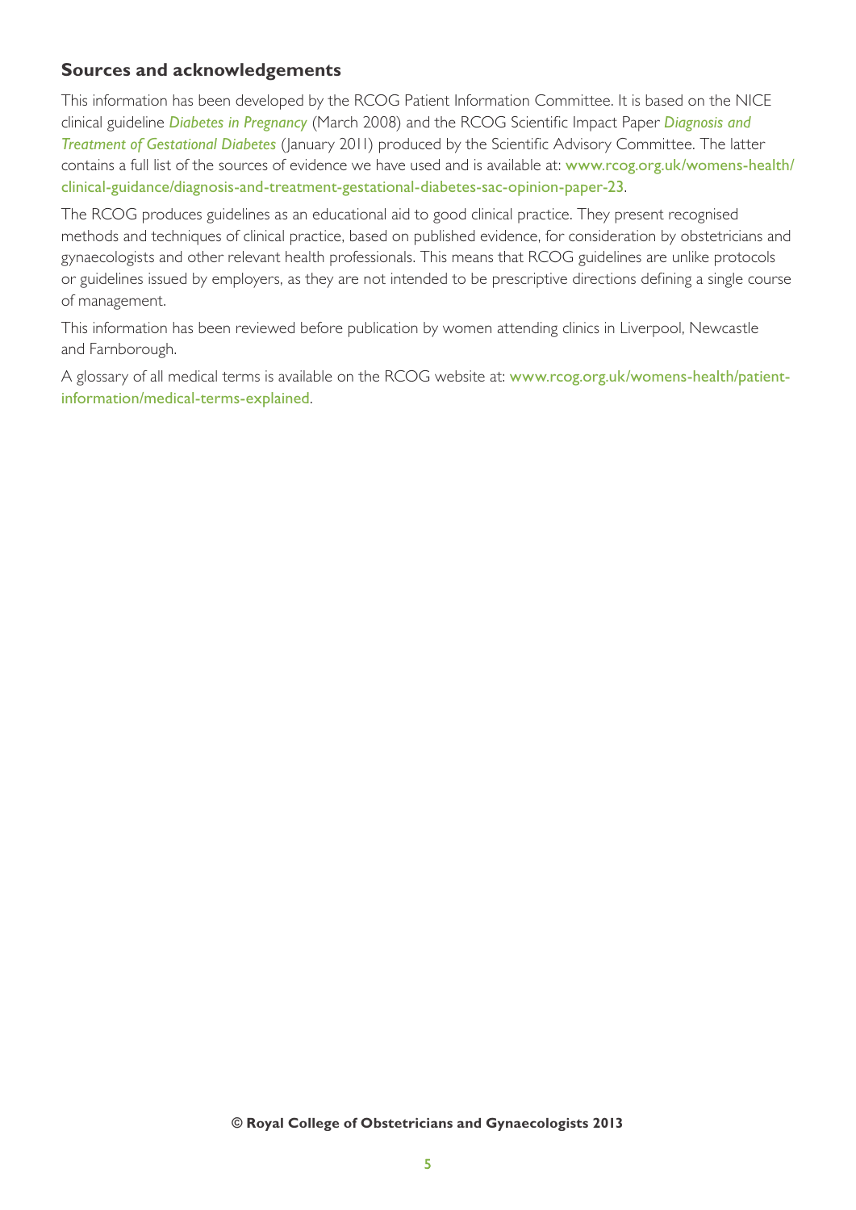## Sources and acknowledgements

This information has been developed by the RCOG Patient Information Committee. It is based on the NICE clinical guideline *Diabetes in Pregnancy* (March 2008) and the RCOG Scientific Impact Paper *Diagnosis and Treatment of Gestational Diabetes* (January 2011) produced by the Scientific Advisory Committee. The latter contains a full list of the sources of evidence we have used and is available at: www.rcog.org.uk/womens-health/clinical-guidance/diagnosis-and-treatment-gestational-diabetes-sac-opinion-paper-23.

The RCOG produces guidelines as an educational aid to good clinical practice. They present recognised methods and techniques of clinical practice, based on published evidence, for consideration by obstetricians and gynaecologists and other relevant health professionals. This means that RCOG guidelines are unlike protocols or guidelines issued by employers, as they are not intended to be prescriptive directions defining a single course of management.

This information has been reviewed before publication by women attending clinics in Liverpool, Newcastle and Farnborough.

A glossary of all medical terms is available on the RCOG website at: www.rcog.org.uk/womens-health/patient-information/medical-terms-explained.

**© Royal College of Obstetricians and Gynaecologists 2013**